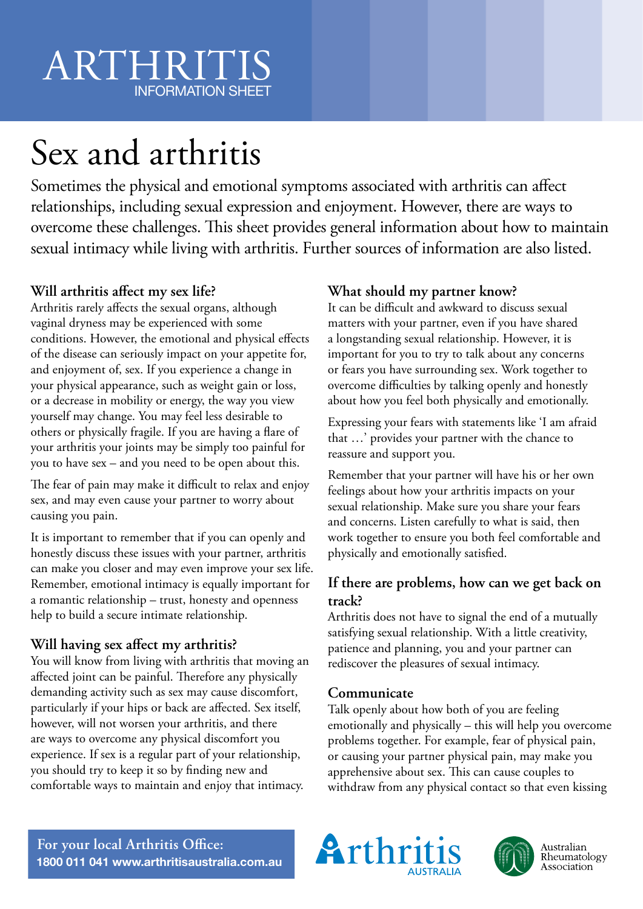# ARTHRITIS
INFORMATION SHEET

# Sex and arthritis

Sometimes the physical and emotional symptoms associated with arthritis can affect relationships, including sexual expression and enjoyment. However, there are ways to overcome these challenges. This sheet provides general information about how to maintain sexual intimacy while living with arthritis. Further sources of information are also listed.

## Will arthritis affect my sex life?

Arthritis rarely affects the sexual organs, although vaginal dryness may be experienced with some conditions. However, the emotional and physical effects of the disease can seriously impact on your appetite for, and enjoyment of, sex. If you experience a change in your physical appearance, such as weight gain or loss, or a decrease in mobility or energy, the way you view yourself may change. You may feel less desirable to others or physically fragile. If you are having a flare of your arthritis your joints may be simply too painful for you to have sex – and you need to be open about this.

The fear of pain may make it difficult to relax and enjoy sex, and may even cause your partner to worry about causing you pain.

It is important to remember that if you can openly and honestly discuss these issues with your partner, arthritis can make you closer and may even improve your sex life. Remember, emotional intimacy is equally important for a romantic relationship – trust, honesty and openness help to build a secure intimate relationship.

## Will having sex affect my arthritis?

You will know from living with arthritis that moving an affected joint can be painful. Therefore any physically demanding activity such as sex may cause discomfort, particularly if your hips or back are affected. Sex itself, however, will not worsen your arthritis, and there are ways to overcome any physical discomfort you experience. If sex is a regular part of your relationship, you should try to keep it so by finding new and comfortable ways to maintain and enjoy that intimacy.

## What should my partner know?

It can be difficult and awkward to discuss sexual matters with your partner, even if you have shared a longstanding sexual relationship. However, it is important for you to try to talk about any concerns or fears you have surrounding sex. Work together to overcome difficulties by talking openly and honestly about how you feel both physically and emotionally.

Expressing your fears with statements like 'I am afraid that …' provides your partner with the chance to reassure and support you.

Remember that your partner will have his or her own feelings about how your arthritis impacts on your sexual relationship. Make sure you share your fears and concerns. Listen carefully to what is said, then work together to ensure you both feel comfortable and physically and emotionally satisfied.

## If there are problems, how can we get back on track?

Arthritis does not have to signal the end of a mutually satisfying sexual relationship. With a little creativity, patience and planning, you and your partner can rediscover the pleasures of sexual intimacy.

### Communicate

Talk openly about how both of you are feeling emotionally and physically – this will help you overcome problems together. For example, fear of physical pain, or causing your partner physical pain, may make you apprehensive about sex. This can cause couples to withdraw from any physical contact so that even kissing

**For your local Arthritis Office:**
**1800 011 041 www.arthritisaustralia.com.au**

Arthritis AUSTRALIA

Australian Rheumatology Association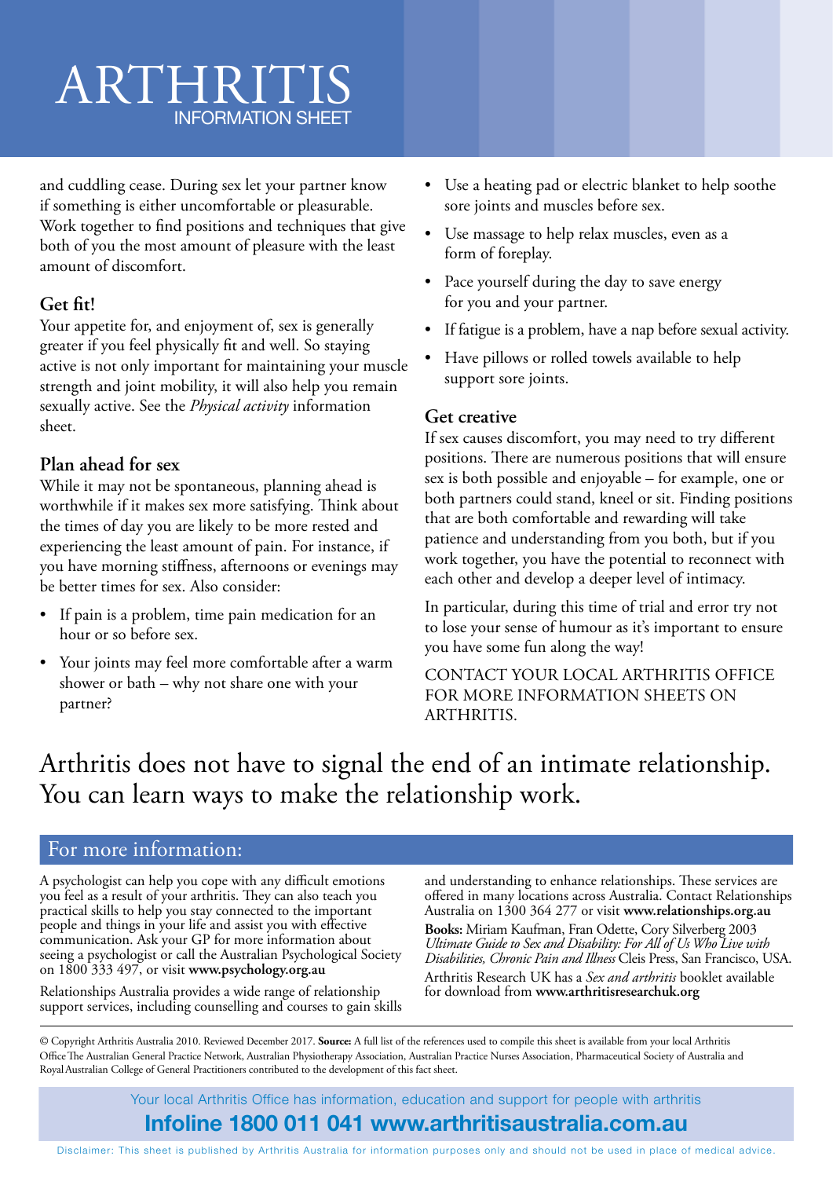and cuddling cease. During sex let your partner know if something is either uncomfortable or pleasurable. Work together to find positions and techniques that give both of you the most amount of pleasure with the least amount of discomfort.

### Get fit!

Your appetite for, and enjoyment of, sex is generally greater if you feel physically fit and well. So staying active is not only important for maintaining your muscle strength and joint mobility, it will also help you remain sexually active. See the *Physical activity* information sheet.

### Plan ahead for sex

While it may not be spontaneous, planning ahead is worthwhile if it makes sex more satisfying. Think about the times of day you are likely to be more rested and experiencing the least amount of pain. For instance, if you have morning stiffness, afternoons or evenings may be better times for sex. Also consider:

- If pain is a problem, time pain medication for an hour or so before sex.
- Your joints may feel more comfortable after a warm shower or bath – why not share one with your partner?
- Use a heating pad or electric blanket to help soothe sore joints and muscles before sex.
- Use massage to help relax muscles, even as a form of foreplay.
- Pace yourself during the day to save energy for you and your partner.
- If fatigue is a problem, have a nap before sexual activity.
- Have pillows or rolled towels available to help support sore joints.

### Get creative

If sex causes discomfort, you may need to try different positions. There are numerous positions that will ensure sex is both possible and enjoyable – for example, one or both partners could stand, kneel or sit. Finding positions that are both comfortable and rewarding will take patience and understanding from you both, but if you work together, you have the potential to reconnect with each other and develop a deeper level of intimacy.

In particular, during this time of trial and error try not to lose your sense of humour as it's important to ensure you have some fun along the way!

CONTACT YOUR LOCAL ARTHRITIS OFFICE FOR MORE INFORMATION SHEETS ON ARTHRITIS.

## Arthritis does not have to signal the end of an intimate relationship. You can learn ways to make the relationship work.

## For more information:

A psychologist can help you cope with any difficult emotions you feel as a result of your arthritis. They can also teach you practical skills to help you stay connected to the important people and things in your life and assist you with effective communication. Ask your GP for more information about seeing a psychologist or call the Australian Psychological Society on 1800 333 497, or visit **www.psychology.org.au**

Relationships Australia provides a wide range of relationship support services, including counselling and courses to gain skills and understanding to enhance relationships. These services are offered in many locations across Australia. Contact Relationships Australia on 1300 364 277 or visit **www.relationships.org.au**

**Books:** Miriam Kaufman, Fran Odette, Cory Silverberg 2003 *Ultimate Guide to Sex and Disability: For All of Us Who Live with Disabilities, Chronic Pain and Illness* Cleis Press, San Francisco, USA.

Arthritis Research UK has a *Sex and arthritis* booklet available for download from **www.arthritisresearchuk.org**

© Copyright Arthritis Australia 2010. Reviewed December 2017. **Source:** A full list of the references used to compile this sheet is available from your local Arthritis Office The Australian General Practice Network, Australian Physiotherapy Association, Australian Practice Nurses Association, Pharmaceutical Society of Australia and Royal Australian College of General Practitioners contributed to the development of this fact sheet.

Your local Arthritis Office has information, education and support for people with arthritis

**Infoline 1800 011 041 www.arthritisaustralia.com.au**

Disclaimer: This sheet is published by Arthritis Australia for information purposes only and should not be used in place of medical advice.